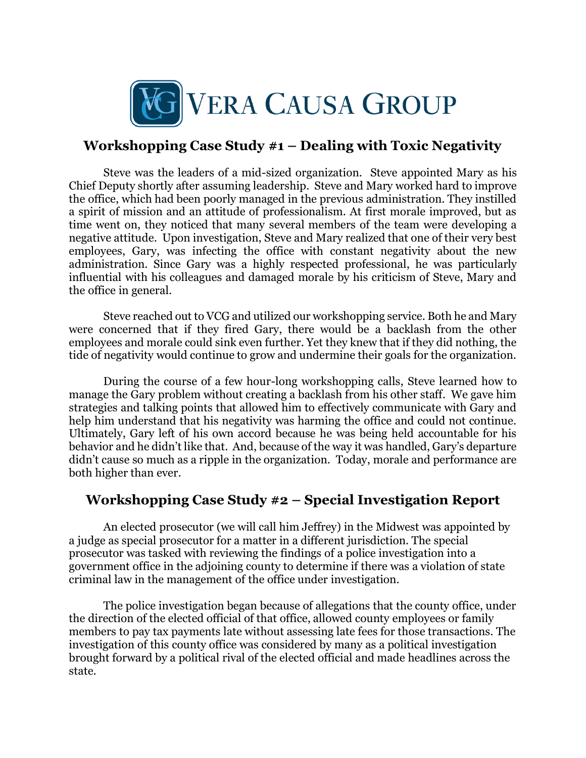# VERA CAUSA GROUP

## Workshopping Case Study #1 – Dealing with Toxic Negativity

Steve was the leaders of a mid-sized organization. Steve appointed Mary as his Chief Deputy shortly after assuming leadership. Steve and Mary worked hard to improve the office, which had been poorly managed in the previous administration. They instilled a spirit of mission and an attitude of professionalism. At first morale improved, but as time went on, they noticed that many several members of the team were developing a negative attitude. Upon investigation, Steve and Mary realized that one of their very best employees, Gary, was infecting the office with constant negativity about the new administration. Since Gary was a highly respected professional, he was particularly influential with his colleagues and damaged morale by his criticism of Steve, Mary and the office in general.

Steve reached out to VCG and utilized our workshopping service. Both he and Mary were concerned that if they fired Gary, there would be a backlash from the other employees and morale could sink even further. Yet they knew that if they did nothing, the tide of negativity would continue to grow and undermine their goals for the organization.

During the course of a few hour-long workshopping calls, Steve learned how to manage the Gary problem without creating a backlash from his other staff. We gave him strategies and talking points that allowed him to effectively communicate with Gary and help him understand that his negativity was harming the office and could not continue. Ultimately, Gary left of his own accord because he was being held accountable for his behavior and he didn't like that. And, because of the way it was handled, Gary's departure didn't cause so much as a ripple in the organization. Today, morale and performance are both higher than ever.

## Workshopping Case Study #2 – Special Investigation Report

An elected prosecutor (we will call him Jeffrey) in the Midwest was appointed by a judge as special prosecutor for a matter in a different jurisdiction. The special prosecutor was tasked with reviewing the findings of a police investigation into a government office in the adjoining county to determine if there was a violation of state criminal law in the management of the office under investigation.

The police investigation began because of allegations that the county office, under the direction of the elected official of that office, allowed county employees or family members to pay tax payments late without assessing late fees for those transactions. The investigation of this county office was considered by many as a political investigation brought forward by a political rival of the elected official and made headlines across the state.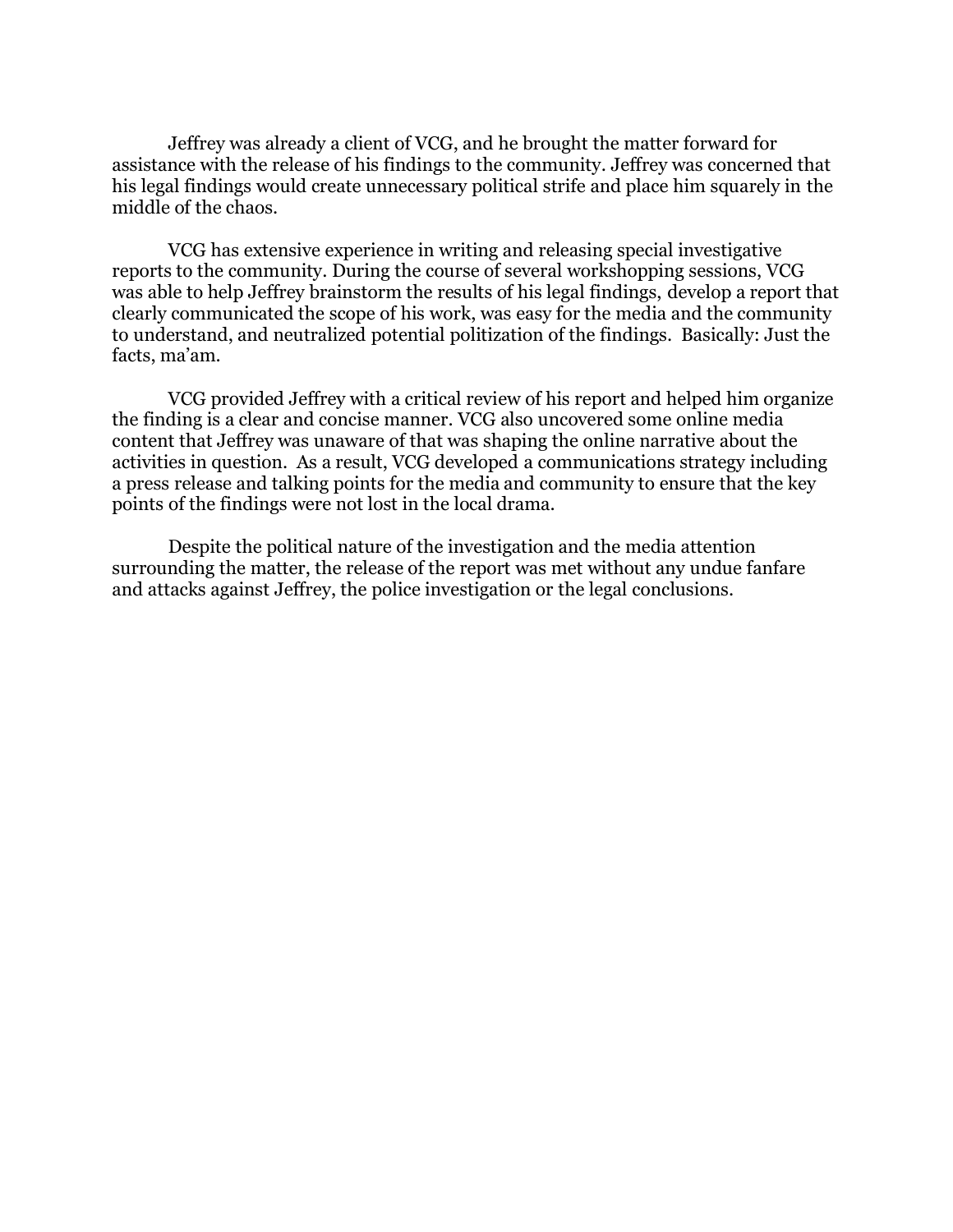Jeffrey was already a client of VCG, and he brought the matter forward for assistance with the release of his findings to the community. Jeffrey was concerned that his legal findings would create unnecessary political strife and place him squarely in the middle of the chaos.

VCG has extensive experience in writing and releasing special investigative reports to the community. During the course of several workshopping sessions, VCG was able to help Jeffrey brainstorm the results of his legal findings, develop a report that clearly communicated the scope of his work, was easy for the media and the community to understand, and neutralized potential politization of the findings. Basically: Just the facts, ma'am.

VCG provided Jeffrey with a critical review of his report and helped him organize the finding is a clear and concise manner. VCG also uncovered some online media content that Jeffrey was unaware of that was shaping the online narrative about the activities in question. As a result, VCG developed a communications strategy including a press release and talking points for the media and community to ensure that the key points of the findings were not lost in the local drama.

Despite the political nature of the investigation and the media attention surrounding the matter, the release of the report was met without any undue fanfare and attacks against Jeffrey, the police investigation or the legal conclusions.